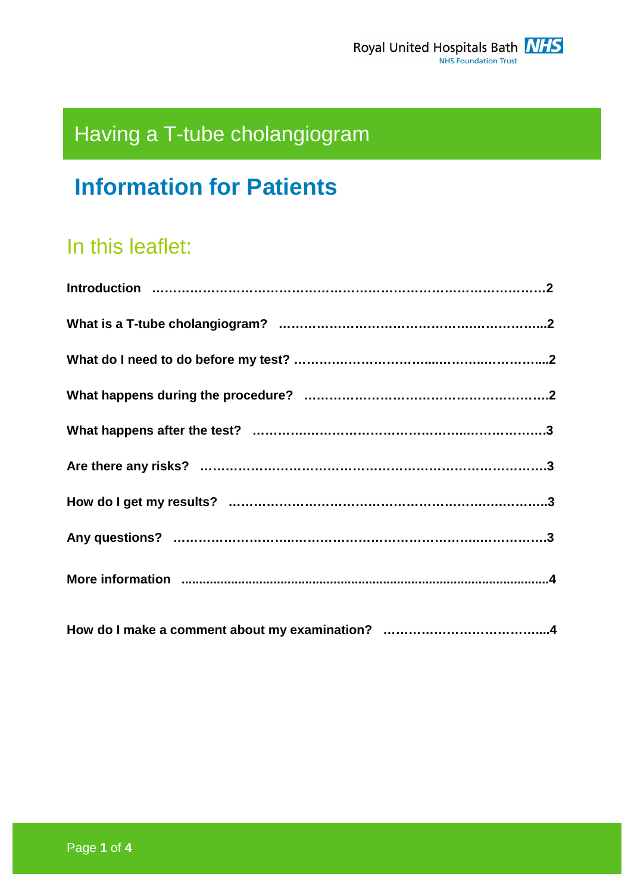Royal United Hospitals Bath NHS Foundation Trust

# Having a T-tube cholangiogram

## Information for Patients

### In this leaflet:

**Introduction** ……………………………………………………………………………2

**What is a T-tube cholangiogram?** ……………………………………………………..2

**What do I need to do before my test?** ………………………………………………...2

**What happens during the procedure?** …………………………………………………2

**What happens after the test?** …………………………………………………………3

**Are there any risks?** ……………………………………………………………………3

**How do I get my results?** ………………………………………………………………3

**Any questions?** …………………………………………………………………………3

**More information** ........................................................................................................4

**How do I make a comment about my examination?** ………………………………...4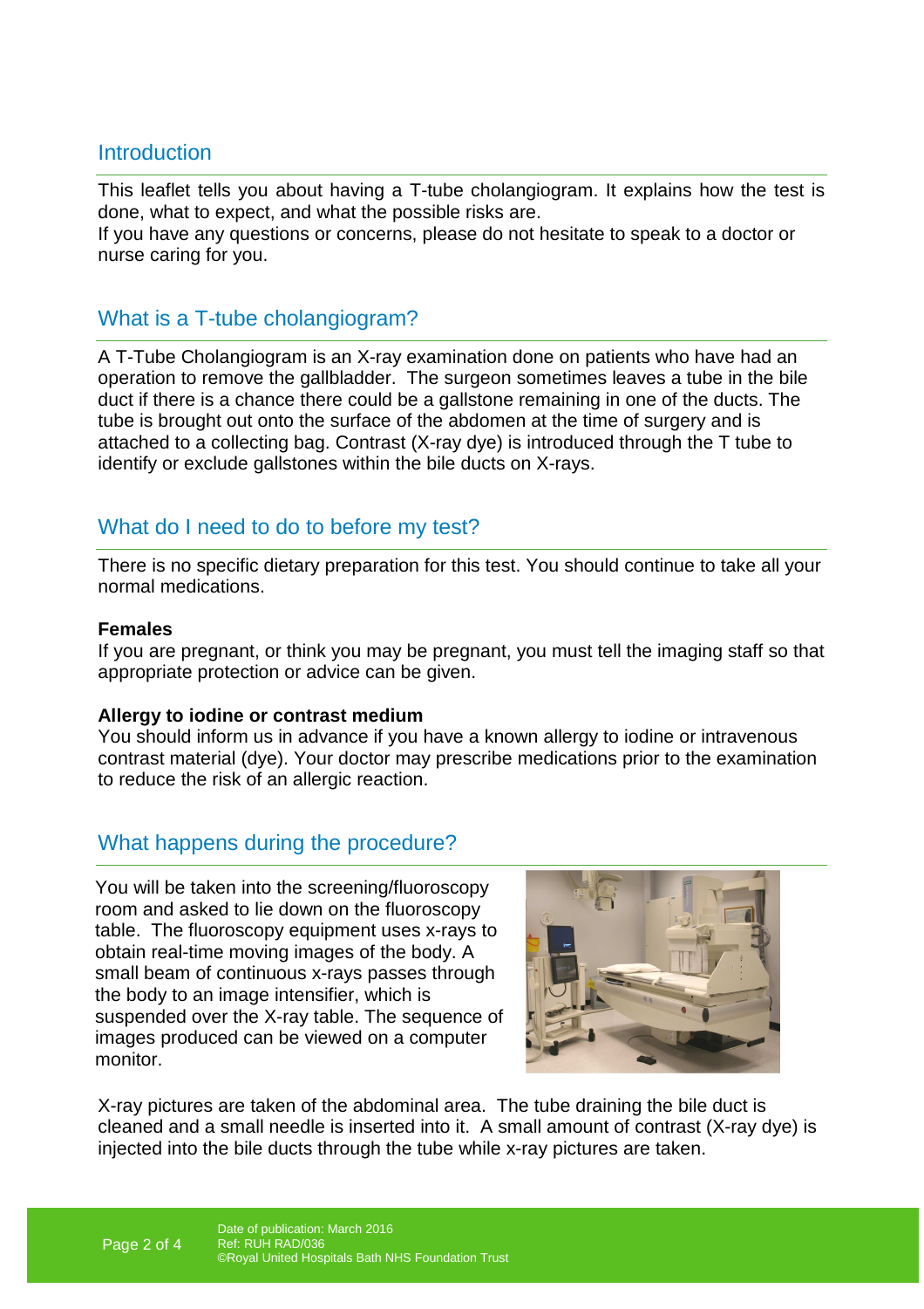## Introduction

This leaflet tells you about having a T-tube cholangiogram. It explains how the test is done, what to expect, and what the possible risks are.
If you have any questions or concerns, please do not hesitate to speak to a doctor or nurse caring for you.

## What is a T-tube cholangiogram?

A T-Tube Cholangiogram is an X-ray examination done on patients who have had an operation to remove the gallbladder. The surgeon sometimes leaves a tube in the bile duct if there is a chance there could be a gallstone remaining in one of the ducts. The tube is brought out onto the surface of the abdomen at the time of surgery and is attached to a collecting bag. Contrast (X-ray dye) is introduced through the T tube to identify or exclude gallstones within the bile ducts on X-rays.

## What do I need to do to before my test?

There is no specific dietary preparation for this test. You should continue to take all your normal medications.

**Females**
If you are pregnant, or think you may be pregnant, you must tell the imaging staff so that appropriate protection or advice can be given.

**Allergy to iodine or contrast medium**
You should inform us in advance if you have a known allergy to iodine or intravenous contrast material (dye). Your doctor may prescribe medications prior to the examination to reduce the risk of an allergic reaction.

## What happens during the procedure?

You will be taken into the screening/fluoroscopy room and asked to lie down on the fluoroscopy table. The fluoroscopy equipment uses x-rays to obtain real-time moving images of the body. A small beam of continuous x-rays passes through the body to an image intensifier, which is suspended over the X-ray table. The sequence of images produced can be viewed on a computer monitor.

X-ray pictures are taken of the abdominal area. The tube draining the bile duct is cleaned and a small needle is inserted into it. A small amount of contrast (X-ray dye) is injected into the bile ducts through the tube while x-ray pictures are taken.

Date of publication: March 2016
Ref: RUH RAD/036
©Royal United Hospitals Bath NHS Foundation Trust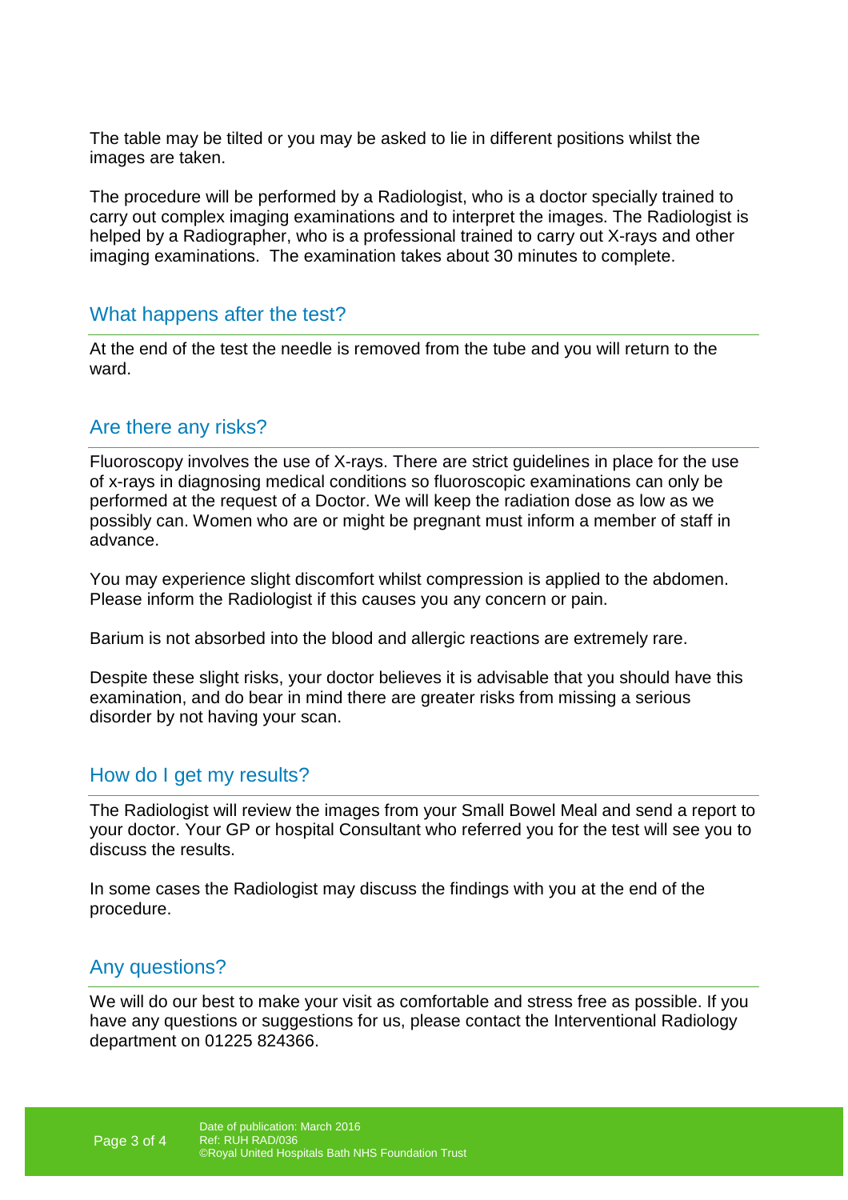The table may be tilted or you may be asked to lie in different positions whilst the images are taken.

The procedure will be performed by a Radiologist, who is a doctor specially trained to carry out complex imaging examinations and to interpret the images. The Radiologist is helped by a Radiographer, who is a professional trained to carry out X-rays and other imaging examinations. The examination takes about 30 minutes to complete.

## What happens after the test?

At the end of the test the needle is removed from the tube and you will return to the ward.

## Are there any risks?

Fluoroscopy involves the use of X-rays. There are strict guidelines in place for the use of x-rays in diagnosing medical conditions so fluoroscopic examinations can only be performed at the request of a Doctor. We will keep the radiation dose as low as we possibly can. Women who are or might be pregnant must inform a member of staff in advance.

You may experience slight discomfort whilst compression is applied to the abdomen. Please inform the Radiologist if this causes you any concern or pain.

Barium is not absorbed into the blood and allergic reactions are extremely rare.

Despite these slight risks, your doctor believes it is advisable that you should have this examination, and do bear in mind there are greater risks from missing a serious disorder by not having your scan.

## How do I get my results?

The Radiologist will review the images from your Small Bowel Meal and send a report to your doctor. Your GP or hospital Consultant who referred you for the test will see you to discuss the results.

In some cases the Radiologist may discuss the findings with you at the end of the procedure.

## Any questions?

We will do our best to make your visit as comfortable and stress free as possible. If you have any questions or suggestions for us, please contact the Interventional Radiology department on 01225 824366.

Date of publication: March 2016
Ref: RUH RAD/036
©Royal United Hospitals Bath NHS Foundation Trust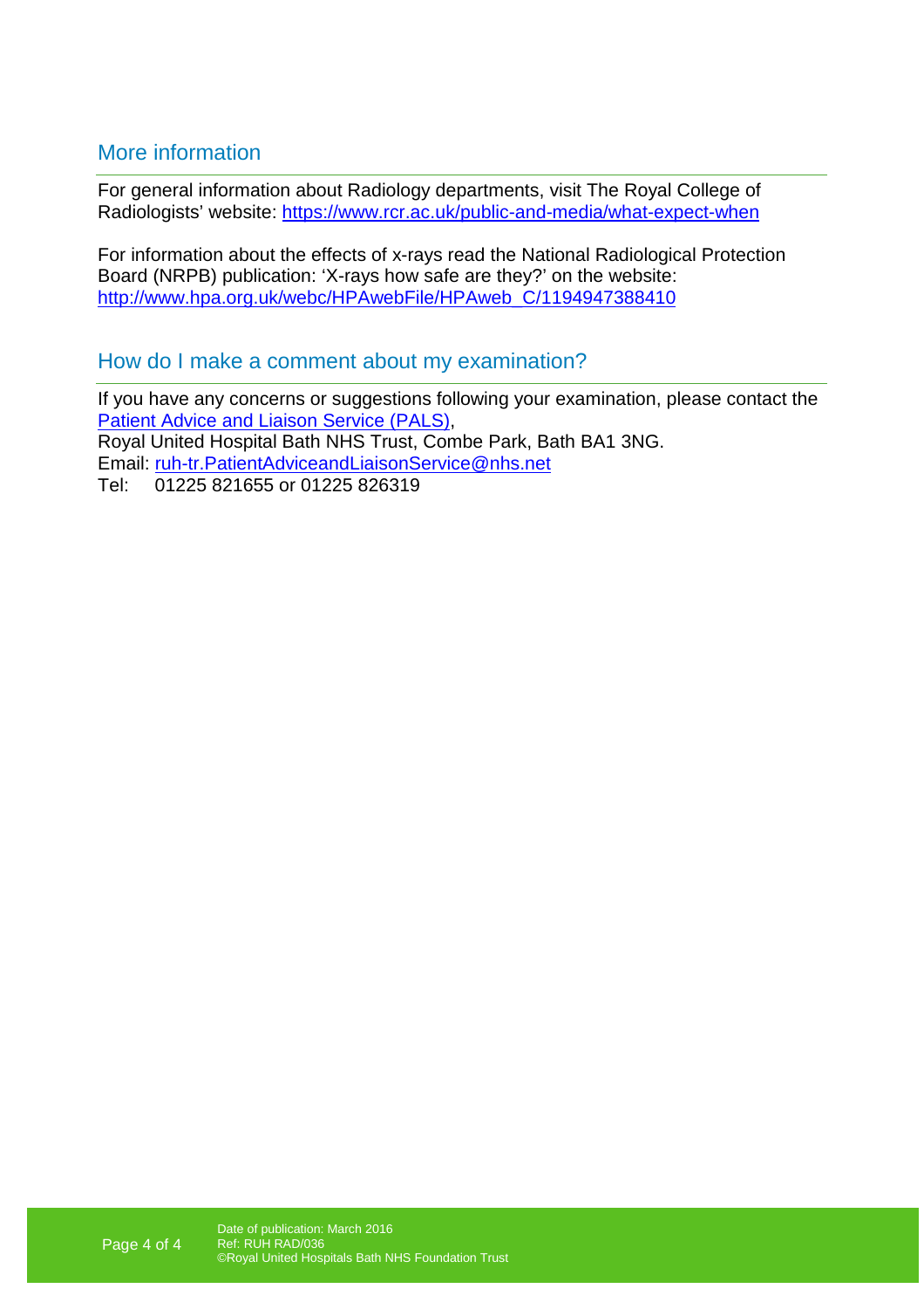## More information

For general information about Radiology departments, visit The Royal College of Radiologists' website: https://www.rcr.ac.uk/public-and-media/what-expect-when

For information about the effects of x-rays read the National Radiological Protection Board (NRPB) publication: 'X-rays how safe are they?' on the website: http://www.hpa.org.uk/webc/HPAwebFile/HPAweb_C/1194947388410

## How do I make a comment about my examination?

If you have any concerns or suggestions following your examination, please contact the Patient Advice and Liaison Service (PALS),
Royal United Hospital Bath NHS Trust, Combe Park, Bath BA1 3NG.
Email: ruh-tr.PatientAdviceandLiaisonService@nhs.net
Tel: 01225 821655 or 01225 826319

Date of publication: March 2016
Ref: RUH RAD/036
©Royal United Hospitals Bath NHS Foundation Trust